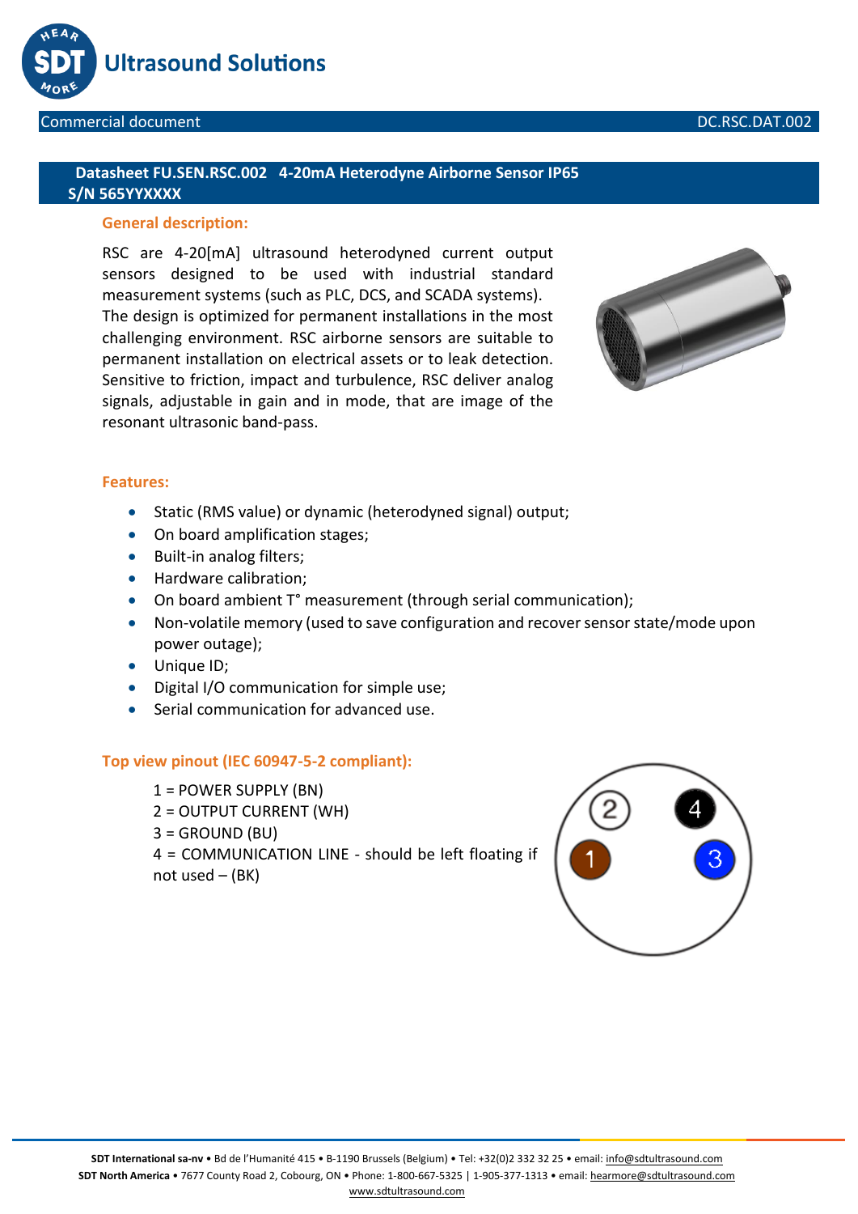Commercial document DC.RSC.DAT.002

# Datasheet FU.SEN.RSC.002 4-20mA Heterodyne Airborne Sensor IP65 S/N 565YYXXXX

## General description:

RSC are 4-20[mA] ultrasound heterodyned current output sensors designed to be used with industrial standard measurement systems (such as PLC, DCS, and SCADA systems). The design is optimized for permanent installations in the most challenging environment. RSC airborne sensors are suitable to permanent installation on electrical assets or to leak detection. Sensitive to friction, impact and turbulence, RSC deliver analog signals, adjustable in gain and in mode, that are image of the resonant ultrasonic band-pass.

## Features:

- Static (RMS value) or dynamic (heterodyned signal) output;
- On board amplification stages;
- Built-in analog filters;
- Hardware calibration;
- On board ambient T° measurement (through serial communication);
- Non-volatile memory (used to save configuration and recover sensor state/mode upon power outage);
- Unique ID;
- Digital I/O communication for simple use;
- Serial communication for advanced use.

## Top view pinout (IEC 60947-5-2 compliant):

1 = POWER SUPPLY (BN)
2 = OUTPUT CURRENT (WH)
3 = GROUND (BU)
4 = COMMUNICATION LINE - should be left floating if not used – (BK)

2
4
1
3

**SDT International sa-nv** • Bd de l'Humanité 415 • B-1190 Brussels (Belgium) • Tel: +32(0)2 332 32 25 • email: info@sdtultrasound.com
**SDT North America** • 7677 County Road 2, Cobourg, ON • Phone: 1-800-667-5325 | 1-905-377-1313 • email: hearmore@sdtultrasound.com
www.sdtultrasound.com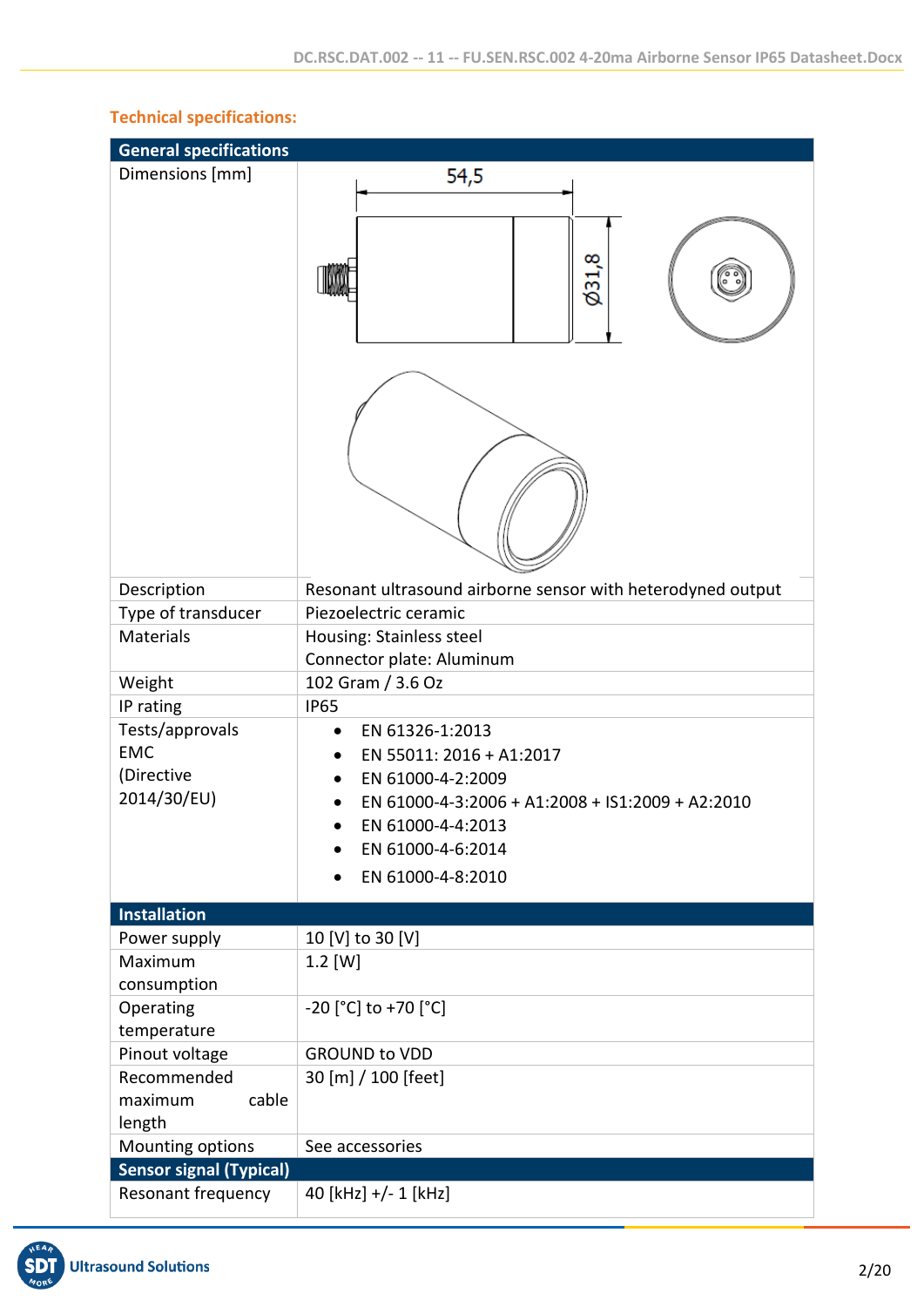## Technical specifications:

| General specifications | |
|---|---|
| Dimensions [mm] | 54,5<br>Ø31,8 |
| Description | Resonant ultrasound airborne sensor with heterodyned output |
| Type of transducer | Piezoelectric ceramic |
| Materials | Housing: Stainless steel<br>Connector plate: Aluminum |
| Weight | 102 Gram / 3.6 Oz |
| IP rating | IP65 |
| Tests/approvals EMC (Directive 2014/30/EU) | • EN 61326-1:2013<br>• EN 55011: 2016 + A1:2017<br>• EN 61000-4-2:2009<br>• EN 61000-4-3:2006 + A1:2008 + IS1:2009 + A2:2010<br>• EN 61000-4-4:2013<br>• EN 61000-4-6:2014<br>• EN 61000-4-8:2010 |
| **Installation** | |
| Power supply | 10 [V] to 30 [V] |
| Maximum consumption | 1.2 [W] |
| Operating temperature | -20 [°C] to +70 [°C] |
| Pinout voltage | GROUND to VDD |
| Recommended maximum cable length | 30 [m] / 100 [feet] |
| Mounting options | See accessories |
| **Sensor signal (Typical)** | |
| Resonant frequency | 40 [kHz] +/- 1 [kHz] |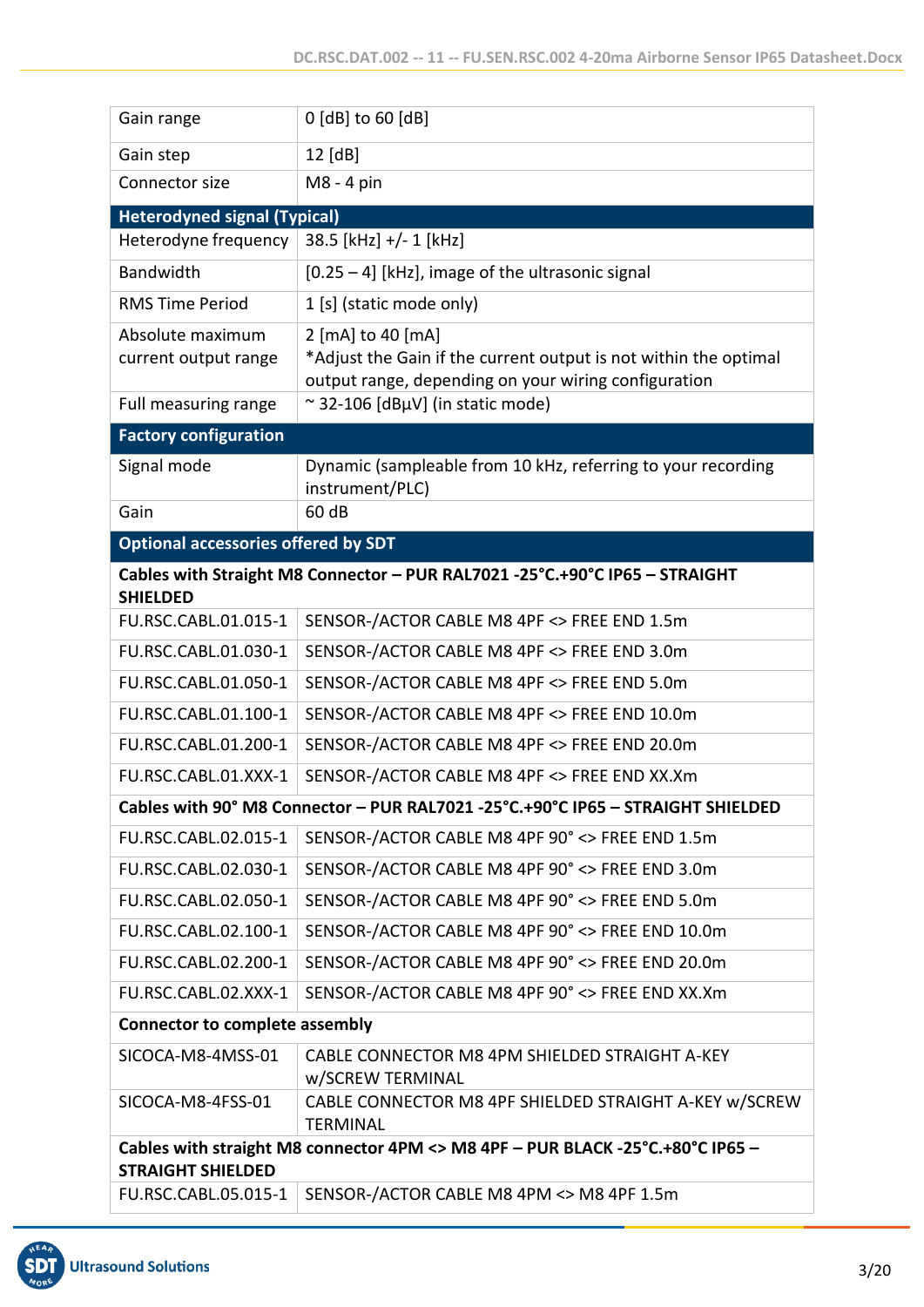| | |
|---|---|
| Gain range | 0 [dB] to 60 [dB] |
| Gain step | 12 [dB] |
| Connector size | M8 - 4 pin |
| **Heterodyned signal (Typical)** | |
| Heterodyne frequency | 38.5 [kHz] +/- 1 [kHz] |
| Bandwidth | [0.25 – 4] [kHz], image of the ultrasonic signal |
| RMS Time Period | 1 [s] (static mode only) |
| Absolute maximum current output range | 2 [mA] to 40 [mA]<br>*Adjust the Gain if the current output is not within the optimal output range, depending on your wiring configuration |
| Full measuring range | ~ 32-106 [dBµV] (in static mode) |
| **Factory configuration** | |
| Signal mode | Dynamic (sampleable from 10 kHz, referring to your recording instrument/PLC) |
| Gain | 60 dB |
| **Optional accessories offered by SDT** | |
| **Cables with Straight M8 Connector – PUR RAL7021 -25°C.+90°C IP65 – STRAIGHT SHIELDED** | |
| FU.RSC.CABL.01.015-1 | SENSOR-/ACTOR CABLE M8 4PF <> FREE END 1.5m |
| FU.RSC.CABL.01.030-1 | SENSOR-/ACTOR CABLE M8 4PF <> FREE END 3.0m |
| FU.RSC.CABL.01.050-1 | SENSOR-/ACTOR CABLE M8 4PF <> FREE END 5.0m |
| FU.RSC.CABL.01.100-1 | SENSOR-/ACTOR CABLE M8 4PF <> FREE END 10.0m |
| FU.RSC.CABL.01.200-1 | SENSOR-/ACTOR CABLE M8 4PF <> FREE END 20.0m |
| FU.RSC.CABL.01.XXX-1 | SENSOR-/ACTOR CABLE M8 4PF <> FREE END XX.Xm |
| **Cables with 90° M8 Connector – PUR RAL7021 -25°C.+90°C IP65 – STRAIGHT SHIELDED** | |
| FU.RSC.CABL.02.015-1 | SENSOR-/ACTOR CABLE M8 4PF 90° <> FREE END 1.5m |
| FU.RSC.CABL.02.030-1 | SENSOR-/ACTOR CABLE M8 4PF 90° <> FREE END 3.0m |
| FU.RSC.CABL.02.050-1 | SENSOR-/ACTOR CABLE M8 4PF 90° <> FREE END 5.0m |
| FU.RSC.CABL.02.100-1 | SENSOR-/ACTOR CABLE M8 4PF 90° <> FREE END 10.0m |
| FU.RSC.CABL.02.200-1 | SENSOR-/ACTOR CABLE M8 4PF 90° <> FREE END 20.0m |
| FU.RSC.CABL.02.XXX-1 | SENSOR-/ACTOR CABLE M8 4PF 90° <> FREE END XX.Xm |
| **Connector to complete assembly** | |
| SICOCA-M8-4MSS-01 | CABLE CONNECTOR M8 4PM SHIELDED STRAIGHT A-KEY w/SCREW TERMINAL |
| SICOCA-M8-4FSS-01 | CABLE CONNECTOR M8 4PF SHIELDED STRAIGHT A-KEY w/SCREW TERMINAL |
| **Cables with straight M8 connector 4PM <> M8 4PF – PUR BLACK -25°C.+80°C IP65 – STRAIGHT SHIELDED** | |
| FU.RSC.CABL.05.015-1 | SENSOR-/ACTOR CABLE M8 4PM <> M8 4PF 1.5m |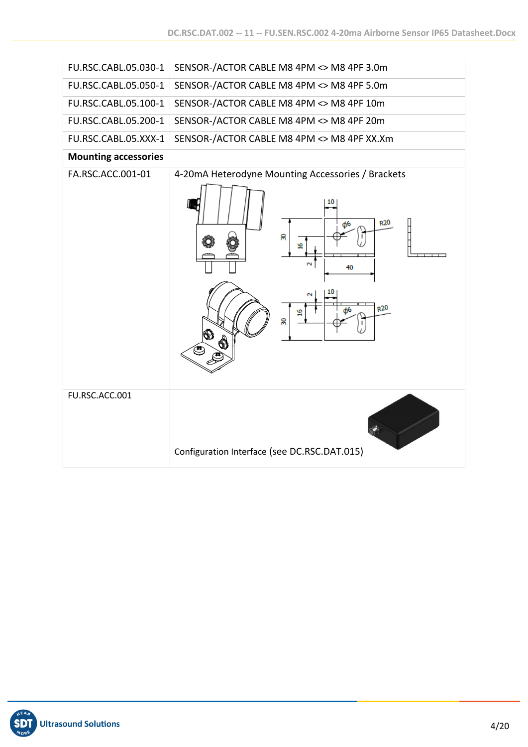| | |
|---|---|
| FU.RSC.CABL.05.030-1 | SENSOR-/ACTOR CABLE M8 4PM <> M8 4PF 3.0m |
| FU.RSC.CABL.05.050-1 | SENSOR-/ACTOR CABLE M8 4PM <> M8 4PF 5.0m |
| FU.RSC.CABL.05.100-1 | SENSOR-/ACTOR CABLE M8 4PM <> M8 4PF 10m |
| FU.RSC.CABL.05.200-1 | SENSOR-/ACTOR CABLE M8 4PM <> M8 4PF 20m |
| FU.RSC.CABL.05.XXX-1 | SENSOR-/ACTOR CABLE M8 4PM <> M8 4PF XX.Xm |
| **Mounting accessories** | |
| FA.RSC.ACC.001-01 | 4-20mA Heterodyne Mounting Accessories / Brackets |
| FU.RSC.ACC.001 | Configuration Interface (see DC.RSC.DAT.015) |

10
ϕ6
R20
30
16
2
40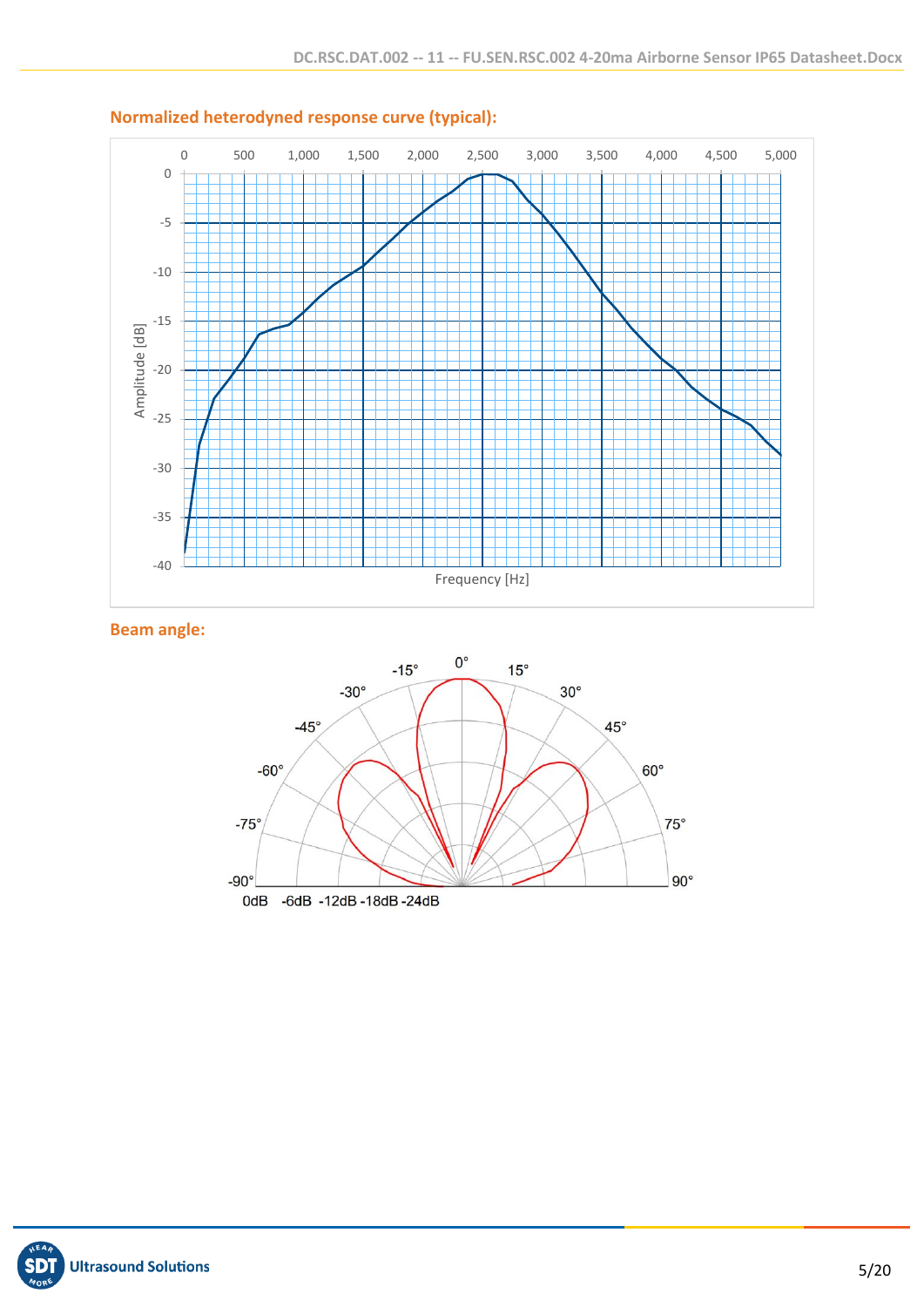## Normalized heterodyned response curve (typical):

0
500
1,000
1,500
2,000
2,500
3,000
3,500
4,000
4,500
5,000

0
-5
-10
-15
-20
-25
-30
-35
-40

Amplitude [dB]

Frequency [Hz]

## Beam angle:

0°
-15°
15°
-30°
30°
-45°
45°
-60°
60°
-75°
75°
-90°
90°

0dB -6dB -12dB -18dB -24dB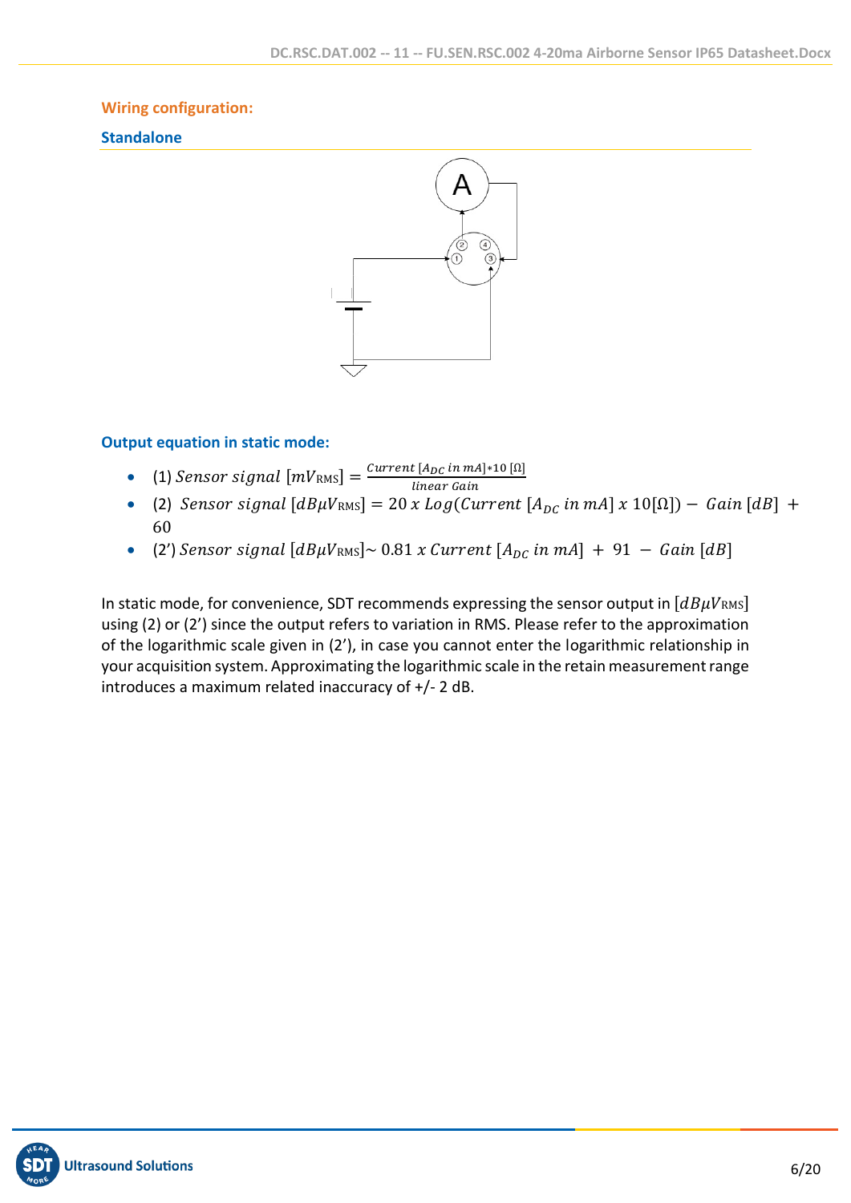## Wiring configuration:

### Standalone

A

2 4
1 3

### Output equation in static mode:

- (1) $Sensor\ signal\ [mV_{\text{RMS}}] = \frac{Current\ [A_{DC}\ in\ mA]*10\ [\Omega]}{linear\ Gain}$
- (2) $Sensor\ signal\ [dB\mu V_{\text{RMS}}] = 20\ x\ Log(Current\ [A_{DC}\ in\ mA]\ x\ 10[\Omega]) - Gain\ [dB] + 60$
- (2') $Sensor\ signal\ [dB\mu V_{\text{RMS}}] \sim 0.81\ x\ Current\ [A_{DC}\ in\ mA] + 91 - Gain\ [dB]$

In static mode, for convenience, SDT recommends expressing the sensor output in $[dB\mu V_{\text{RMS}}]$ using (2) or (2') since the output refers to variation in RMS. Please refer to the approximation of the logarithmic scale given in (2'), in case you cannot enter the logarithmic relationship in your acquisition system. Approximating the logarithmic scale in the retain measurement range introduces a maximum related inaccuracy of +/- 2 dB.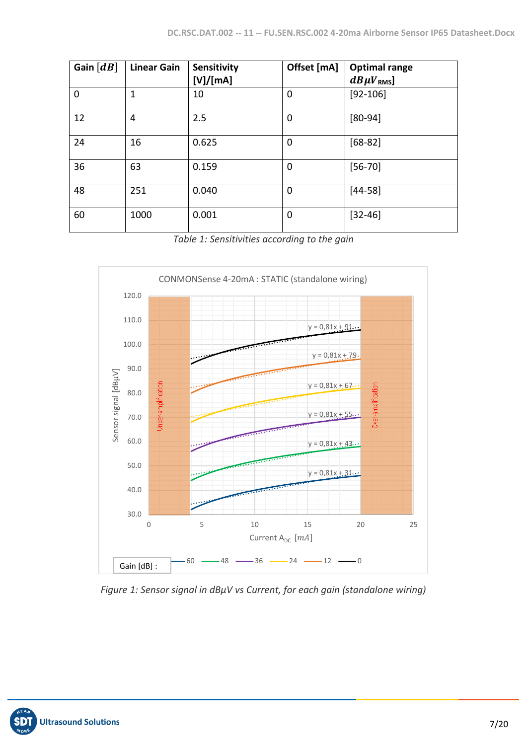| Gain $[dB]$ | Linear Gain | Sensitivity [V]/[mA] | Offset [mA] | Optimal range $dB\mu V_{RMS}$] |
|---|---|---|---|---|
| 0 | 1 | 10 | 0 | [92-106] |
| 12 | 4 | 2.5 | 0 | [80-94] |
| 24 | 16 | 0.625 | 0 | [68-82] |
| 36 | 63 | 0.159 | 0 | [56-70] |
| 48 | 251 | 0.040 | 0 | [44-58] |
| 60 | 1000 | 0.001 | 0 | [32-46] |

*Table 1: Sensitivities according to the gain*

CONMONSense 4-20mA : STATIC (standalone wiring)

Sensor signal [dBµV]

120.0
110.0
100.0
90.0
80.0
70.0
60.0
50.0
40.0
30.0

0 5 10 15 20 25

Current $A_{DC}$ $[mA]$

Under-amplification

Over-amplification

y = 0,81x + 91
y = 0,81x + 79
y = 0,81x + 67
y = 0,81x + 55
y = 0,81x + 43
y = 0,81x + 31

Gain [dB] : 60 48 36 24 12 0

*Figure 1: Sensor signal in dBµV vs Current, for each gain (standalone wiring)*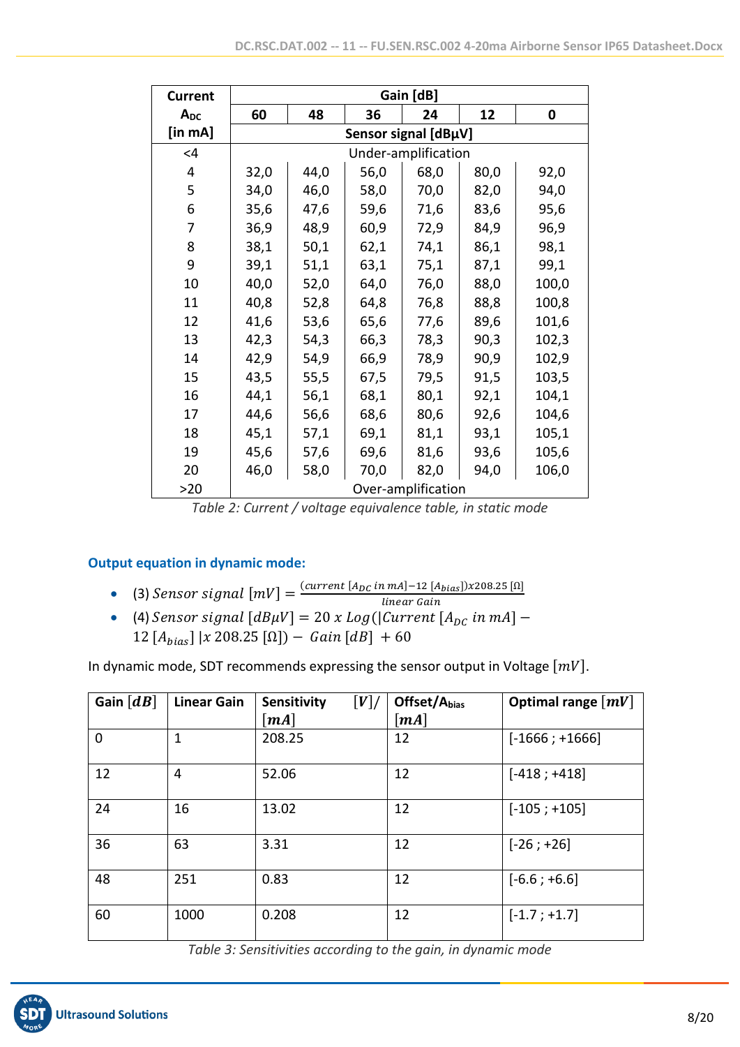| Current $A_{DC}$ [in mA] | Gain [dB] | | | | | |
|---|---|---|---|---|---|---|
| | 60 | 48 | 36 | 24 | 12 | 0 |
| | Sensor signal [dBµV] | | | | | |
| <4 | Under-amplification | | | | | |
| 4 | 32,0 | 44,0 | 56,0 | 68,0 | 80,0 | 92,0 |
| 5 | 34,0 | 46,0 | 58,0 | 70,0 | 82,0 | 94,0 |
| 6 | 35,6 | 47,6 | 59,6 | 71,6 | 83,6 | 95,6 |
| 7 | 36,9 | 48,9 | 60,9 | 72,9 | 84,9 | 96,9 |
| 8 | 38,1 | 50,1 | 62,1 | 74,1 | 86,1 | 98,1 |
| 9 | 39,1 | 51,1 | 63,1 | 75,1 | 87,1 | 99,1 |
| 10 | 40,0 | 52,0 | 64,0 | 76,0 | 88,0 | 100,0 |
| 11 | 40,8 | 52,8 | 64,8 | 76,8 | 88,8 | 100,8 |
| 12 | 41,6 | 53,6 | 65,6 | 77,6 | 89,6 | 101,6 |
| 13 | 42,3 | 54,3 | 66,3 | 78,3 | 90,3 | 102,3 |
| 14 | 42,9 | 54,9 | 66,9 | 78,9 | 90,9 | 102,9 |
| 15 | 43,5 | 55,5 | 67,5 | 79,5 | 91,5 | 103,5 |
| 16 | 44,1 | 56,1 | 68,1 | 80,1 | 92,1 | 104,1 |
| 17 | 44,6 | 56,6 | 68,6 | 80,6 | 92,6 | 104,6 |
| 18 | 45,1 | 57,1 | 69,1 | 81,1 | 93,1 | 105,1 |
| 19 | 45,6 | 57,6 | 69,6 | 81,6 | 93,6 | 105,6 |
| 20 | 46,0 | 58,0 | 70,0 | 82,0 | 94,0 | 106,0 |
| >20 | Over-amplification | | | | | |

*Table 2: Current / voltage equivalence table, in static mode*

### Output equation in dynamic mode:

- (3) $Sensor\ signal\ [mV] = \frac{(current\ [A_{DC}\ in\ mA] - 12\ [A_{bias}]) x 208.25\ [\Omega]}{linear\ Gain}$
- (4) $Sensor\ signal\ [dB\mu V] = 20\ x\ Log(|Current\ [A_{DC}\ in\ mA] - 12\ [A_{bias}]\ |x\ 208.25\ [\Omega]) - Gain\ [dB]\ + 60$

In dynamic mode, SDT recommends expressing the sensor output in Voltage $[mV]$.

| Gain $[dB]$ | Linear Gain | Sensitivity $[V]/[mA]$ | Offset/$A_{bias}$ $[mA]$ | Optimal range $[mV]$ |
|---|---|---|---|---|
| 0 | 1 | 208.25 | 12 | [-1666 ; +1666] |
| 12 | 4 | 52.06 | 12 | [-418 ; +418] |
| 24 | 16 | 13.02 | 12 | [-105 ; +105] |
| 36 | 63 | 3.31 | 12 | [-26 ; +26] |
| 48 | 251 | 0.83 | 12 | [-6.6 ; +6.6] |
| 60 | 1000 | 0.208 | 12 | [-1.7 ; +1.7] |

*Table 3: Sensitivities according to the gain, in dynamic mode*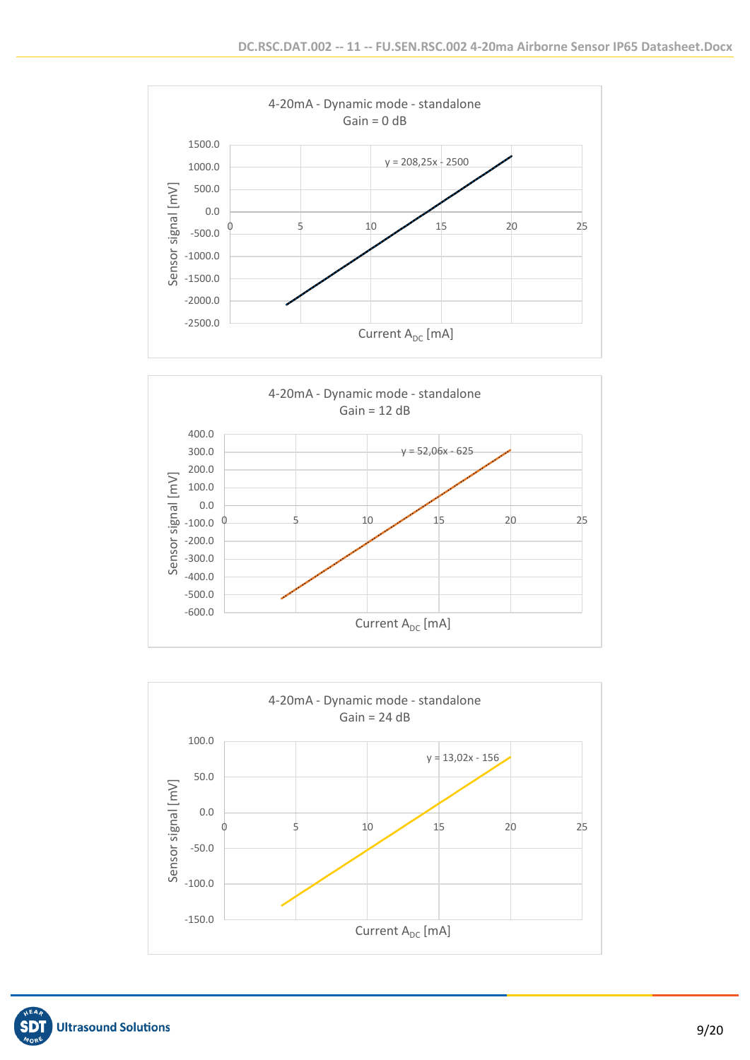4-20mA - Dynamic mode - standalone
Gain = 0 dB

y = 208,25x - 2500

Sensor signal [mV]

1500.0
1000.0
500.0
0.0
-500.0
-1000.0
-1500.0
-2000.0
-2500.0

0 5 10 15 20 25

Current $A_{DC}$ [mA]

4-20mA - Dynamic mode - standalone
Gain = 12 dB

y = 52,06x - 625

Sensor signal [mV]

400.0
300.0
200.0
100.0
0.0
-100.0
-200.0
-300.0
-400.0
-500.0
-600.0

0 5 10 15 20 25

Current $A_{DC}$ [mA]

4-20mA - Dynamic mode - standalone
Gain = 24 dB

y = 13,02x - 156

Sensor signal [mV]

100.0
50.0
0.0
-50.0
-100.0
-150.0

0 5 10 15 20 25

Current $A_{DC}$ [mA]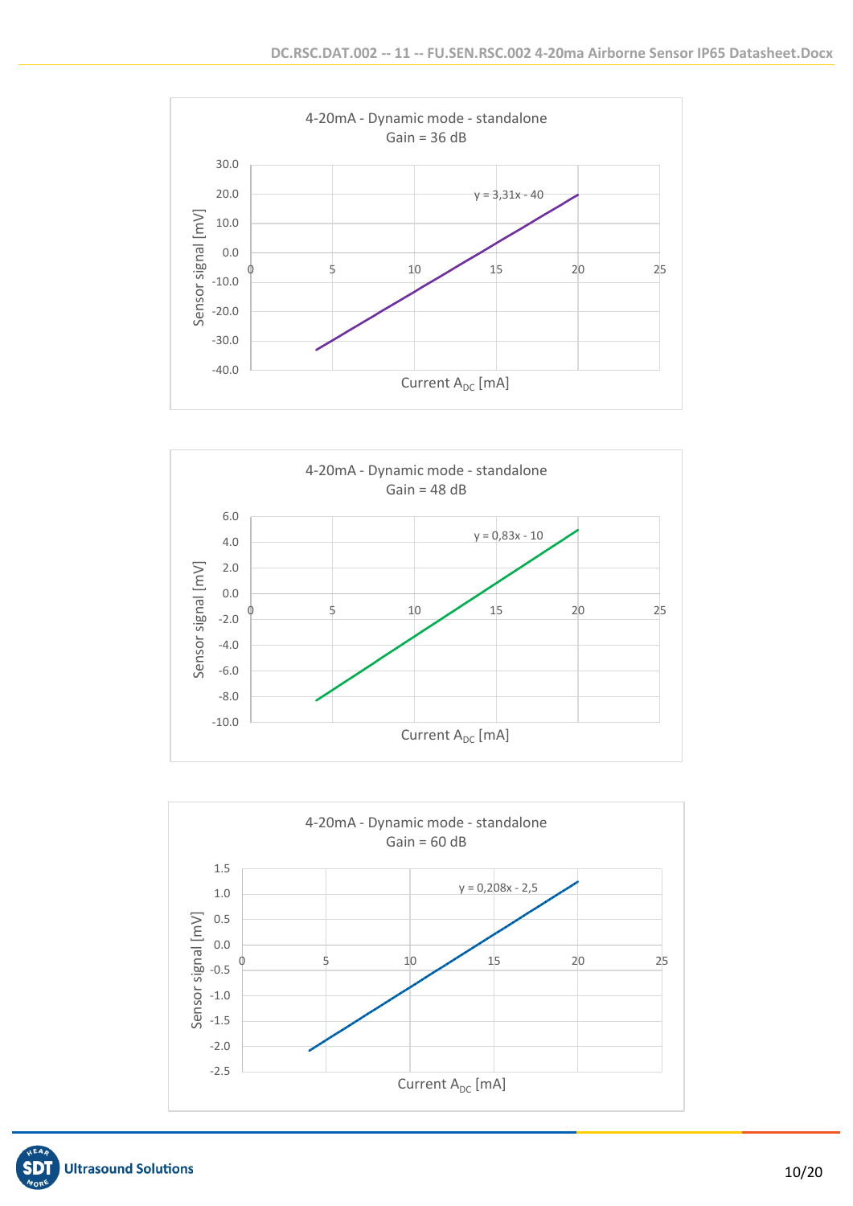4-20mA - Dynamic mode - standalone
Gain = 36 dB

y = 3,31x - 40

Sensor signal [mV]

30.0
20.0
10.0
0.0
-10.0
-20.0
-30.0
-40.0

0 5 10 15 20 25

Current $A_{DC}$ [mA]

4-20mA - Dynamic mode - standalone
Gain = 48 dB

y = 0,83x - 10

Sensor signal [mV]

6.0
4.0
2.0
0.0
-2.0
-4.0
-6.0
-8.0
-10.0

0 5 10 15 20 25

Current $A_{DC}$ [mA]

4-20mA - Dynamic mode - standalone
Gain = 60 dB

y = 0,208x - 2,5

Sensor signal [mV]

1.5
1.0
0.5
0.0
-0.5
-1.0
-1.5
-2.0
-2.5

0 5 10 15 20 25

Current $A_{DC}$ [mA]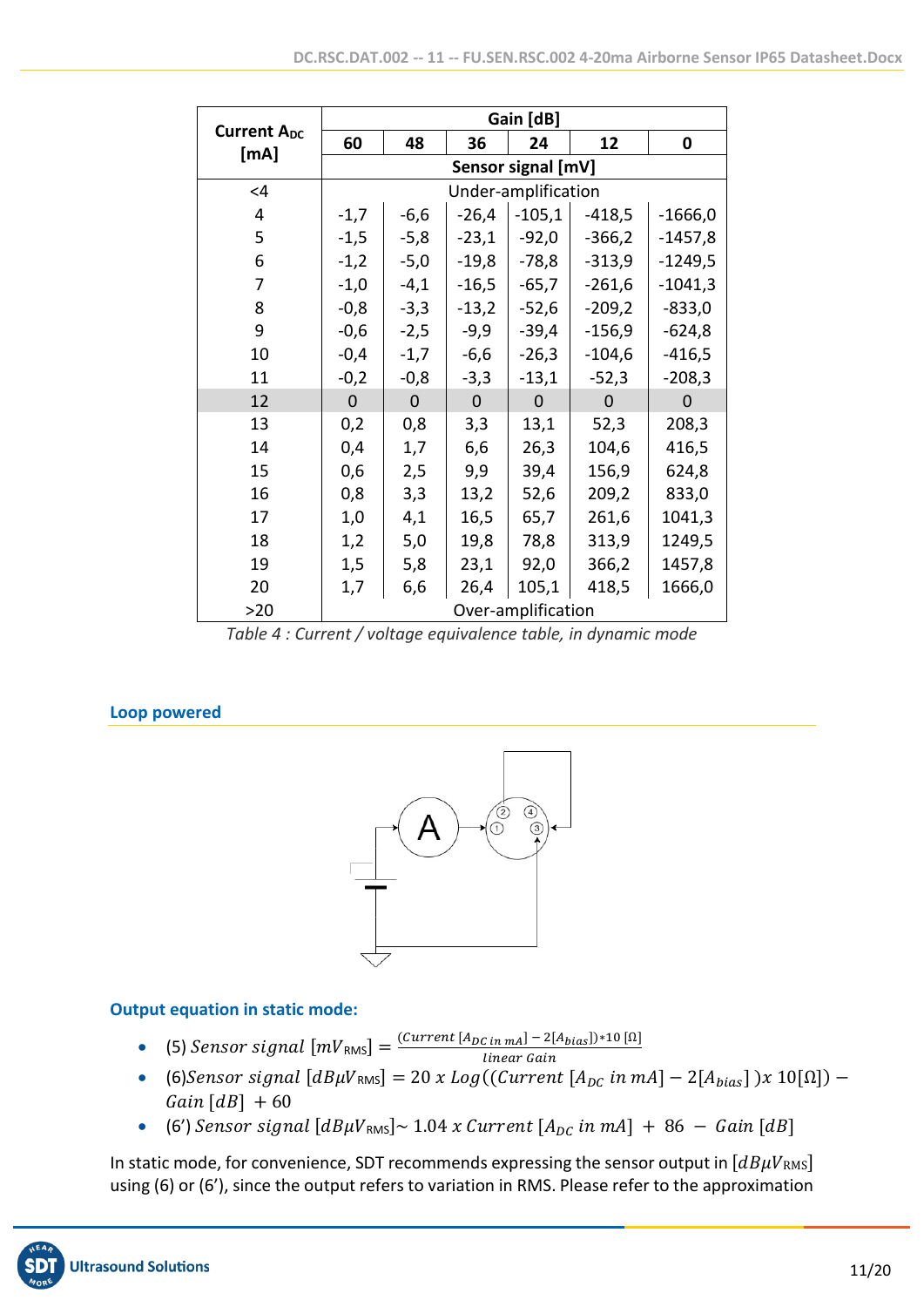| Current $A_{DC}$ [mA] | Gain [dB] | | | | | |
|---|---|---|---|---|---|---|
| | 60 | 48 | 36 | 24 | 12 | 0 |
| | Sensor signal [mV] | | | | | |
| <4 | Under-amplification | | | | | |
| 4 | -1,7 | -6,6 | -26,4 | -105,1 | -418,5 | -1666,0 |
| 5 | -1,5 | -5,8 | -23,1 | -92,0 | -366,2 | -1457,8 |
| 6 | -1,2 | -5,0 | -19,8 | -78,8 | -313,9 | -1249,5 |
| 7 | -1,0 | -4,1 | -16,5 | -65,7 | -261,6 | -1041,3 |
| 8 | -0,8 | -3,3 | -13,2 | -52,6 | -209,2 | -833,0 |
| 9 | -0,6 | -2,5 | -9,9 | -39,4 | -156,9 | -624,8 |
| 10 | -0,4 | -1,7 | -6,6 | -26,3 | -104,6 | -416,5 |
| 11 | -0,2 | -0,8 | -3,3 | -13,1 | -52,3 | -208,3 |
| 12 | 0 | 0 | 0 | 0 | 0 | 0 |
| 13 | 0,2 | 0,8 | 3,3 | 13,1 | 52,3 | 208,3 |
| 14 | 0,4 | 1,7 | 6,6 | 26,3 | 104,6 | 416,5 |
| 15 | 0,6 | 2,5 | 9,9 | 39,4 | 156,9 | 624,8 |
| 16 | 0,8 | 3,3 | 13,2 | 52,6 | 209,2 | 833,0 |
| 17 | 1,0 | 4,1 | 16,5 | 65,7 | 261,6 | 1041,3 |
| 18 | 1,2 | 5,0 | 19,8 | 78,8 | 313,9 | 1249,5 |
| 19 | 1,5 | 5,8 | 23,1 | 92,0 | 366,2 | 1457,8 |
| 20 | 1,7 | 6,6 | 26,4 | 105,1 | 418,5 | 1666,0 |
| >20 | Over-amplification | | | | | |

*Table 4 : Current / voltage equivalence table, in dynamic mode*

## Loop powered

A

1 2 3 4

## Output equation in static mode:

- (5) $Sensor\ signal\ [mV_{\text{RMS}}] = \frac{(Current\ [A_{DC\ in\ mA}] - 2[A_{bias}])*10\ [\Omega]}{linear\ Gain}$
- (6) $Sensor\ signal\ [dB\mu V_{\text{RMS}}] = 20\ x\ Log((Current\ [A_{DC}\ in\ mA] - 2[A_{bias}]\ )x\ 10[\Omega]) - Gain\ [dB]\ + 60$
- (6') $Sensor\ signal\ [dB\mu V_{\text{RMS}}] \sim 1.04\ x\ Current\ [A_{DC}\ in\ mA]\ +\ 86\ -\ Gain\ [dB]$

In static mode, for convenience, SDT recommends expressing the sensor output in $[dB\mu V_{\text{RMS}}]$ using (6) or (6'), since the output refers to variation in RMS. Please refer to the approximation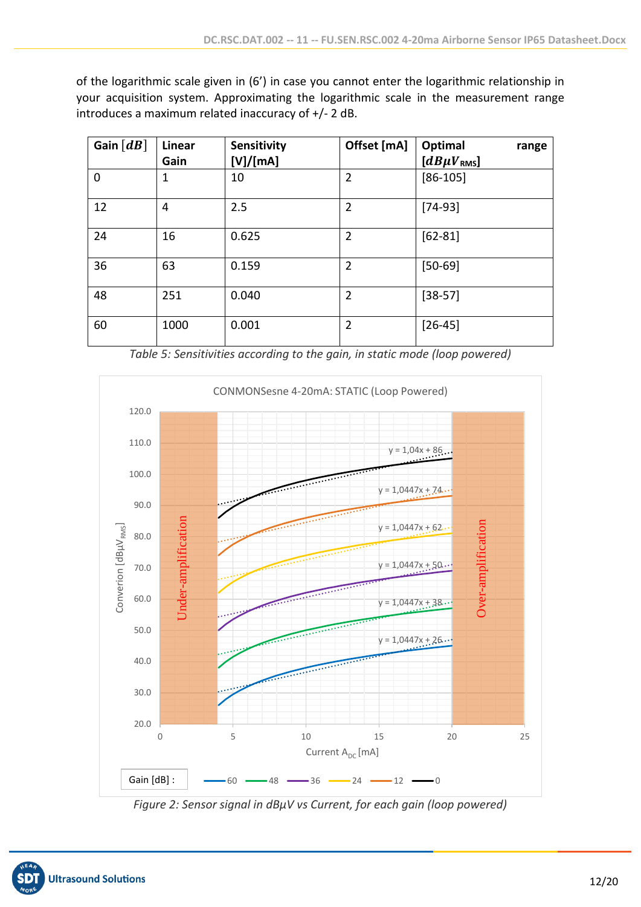of the logarithmic scale given in (6’) in case you cannot enter the logarithmic relationship in your acquisition system. Approximating the logarithmic scale in the measurement range introduces a maximum related inaccuracy of +/- 2 dB.

| Gain $[dB]$ | Linear Gain | Sensitivity [V]/[mA] | Offset [mA] | Optimal range $[dB\mu V_{RMS}]$ |
|---|---|---|---|---|
| 0 | 1 | 10 | 2 | [86-105] |
| 12 | 4 | 2.5 | 2 | [74-93] |
| 24 | 16 | 0.625 | 2 | [62-81] |
| 36 | 63 | 0.159 | 2 | [50-69] |
| 48 | 251 | 0.040 | 2 | [38-57] |
| 60 | 1000 | 0.001 | 2 | [26-45] |

*Table 5: Sensitivities according to the gain, in static mode (loop powered)*

CONMONSesne 4-20mA: STATIC (Loop Powered)

Conversion $[dB\mu V_{RMS}]$

Current $A_{DC}$ [mA]

Under-amplification

Over-amplification

y = 1,04x + 86

y = 1,0447x + 74

y = 1,0447x + 62

y = 1,0447x + 50

y = 1,0447x + 38

y = 1,0447x + 26

120.0, 110.0, 100.0, 90.0, 80.0, 70.0, 60.0, 50.0, 40.0, 30.0, 20.0

0, 5, 10, 15, 20, 25

Gain [dB] : 60, 48, 36, 24, 12, 0

*Figure 2: Sensor signal in dBµV vs Current, for each gain (loop powered)*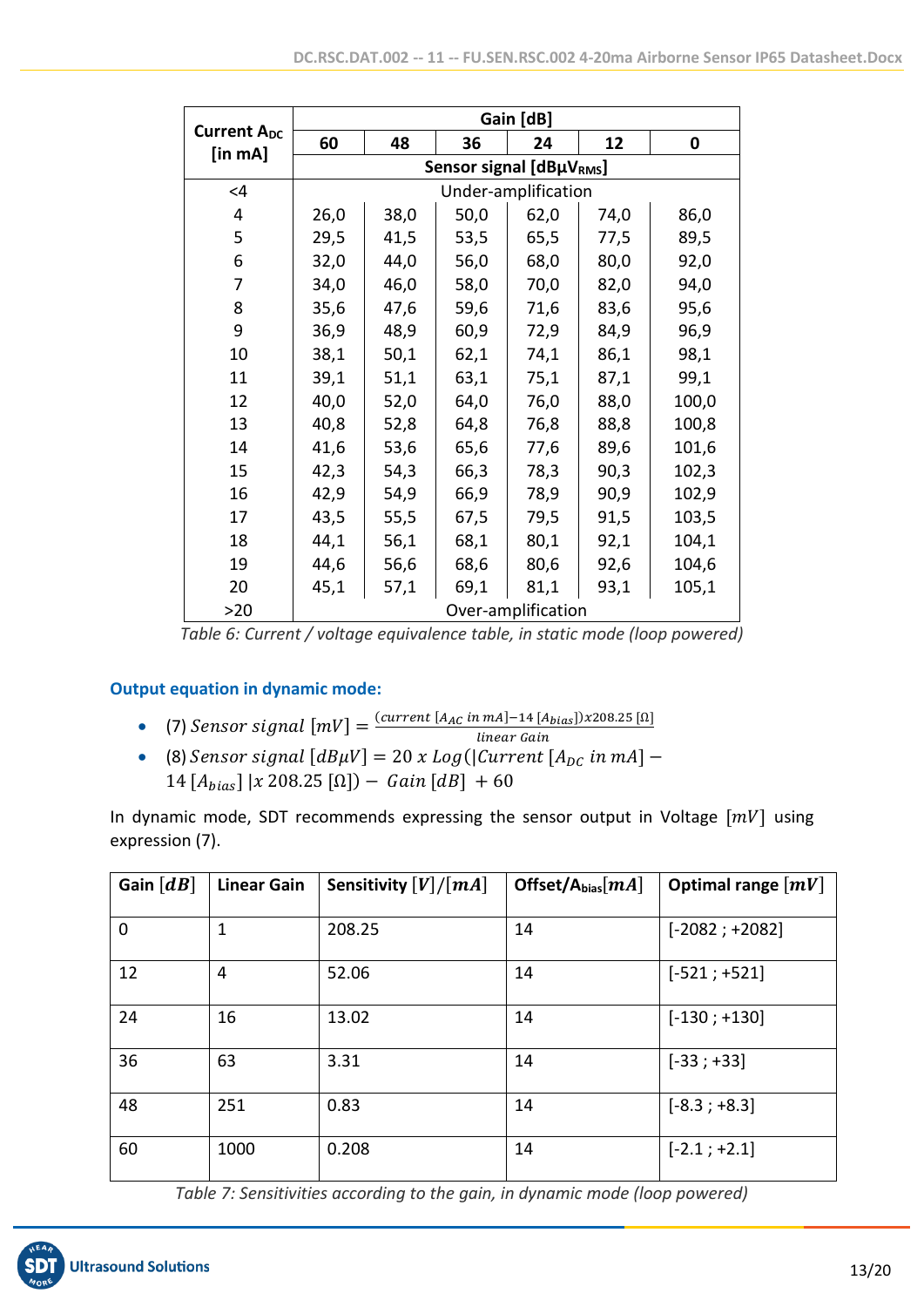| Current $A_{DC}$ [in mA] | Gain [dB] | | | | | |
|---|---|---|---|---|---|---|
| | 60 | 48 | 36 | 24 | 12 | 0 |
| | Sensor signal [dBµ$V_{RMS}$] | | | | | |
| <4 | Under-amplification | | | | | |
| 4 | 26,0 | 38,0 | 50,0 | 62,0 | 74,0 | 86,0 |
| 5 | 29,5 | 41,5 | 53,5 | 65,5 | 77,5 | 89,5 |
| 6 | 32,0 | 44,0 | 56,0 | 68,0 | 80,0 | 92,0 |
| 7 | 34,0 | 46,0 | 58,0 | 70,0 | 82,0 | 94,0 |
| 8 | 35,6 | 47,6 | 59,6 | 71,6 | 83,6 | 95,6 |
| 9 | 36,9 | 48,9 | 60,9 | 72,9 | 84,9 | 96,9 |
| 10 | 38,1 | 50,1 | 62,1 | 74,1 | 86,1 | 98,1 |
| 11 | 39,1 | 51,1 | 63,1 | 75,1 | 87,1 | 99,1 |
| 12 | 40,0 | 52,0 | 64,0 | 76,0 | 88,0 | 100,0 |
| 13 | 40,8 | 52,8 | 64,8 | 76,8 | 88,8 | 100,8 |
| 14 | 41,6 | 53,6 | 65,6 | 77,6 | 89,6 | 101,6 |
| 15 | 42,3 | 54,3 | 66,3 | 78,3 | 90,3 | 102,3 |
| 16 | 42,9 | 54,9 | 66,9 | 78,9 | 90,9 | 102,9 |
| 17 | 43,5 | 55,5 | 67,5 | 79,5 | 91,5 | 103,5 |
| 18 | 44,1 | 56,1 | 68,1 | 80,1 | 92,1 | 104,1 |
| 19 | 44,6 | 56,6 | 68,6 | 80,6 | 92,6 | 104,6 |
| 20 | 45,1 | 57,1 | 69,1 | 81,1 | 93,1 | 105,1 |
| >20 | Over-amplification | | | | | |

*Table 6: Current / voltage equivalence table, in static mode (loop powered)*

### Output equation in dynamic mode:

- (7) $Sensor\ signal\ [mV] = \frac{(current\ [A_{AC}\ in\ mA] - 14\ [A_{bias}]) x 208.25\ [\Omega]}{linear\ Gain}$
- (8) $Sensor\ signal\ [dB\mu V] = 20\ x\ Log(|Current\ [A_{DC}\ in\ mA] - 14\ [A_{bias}]\ | x\ 208.25\ [\Omega]) - \ Gain\ [dB]\ + 60$

In dynamic mode, SDT recommends expressing the sensor output in Voltage $[mV]$ using expression (7).

| Gain $[dB]$ | Linear Gain | Sensitivity $[V]/[mA]$ | Offset/$A_{bias}[mA]$ | Optimal range $[mV]$ |
|---|---|---|---|---|
| 0 | 1 | 208.25 | 14 | [-2082 ; +2082] |
| 12 | 4 | 52.06 | 14 | [-521 ; +521] |
| 24 | 16 | 13.02 | 14 | [-130 ; +130] |
| 36 | 63 | 3.31 | 14 | [-33 ; +33] |
| 48 | 251 | 0.83 | 14 | [-8.3 ; +8.3] |
| 60 | 1000 | 0.208 | 14 | [-2.1 ; +2.1] |

*Table 7: Sensitivities according to the gain, in dynamic mode (loop powered)*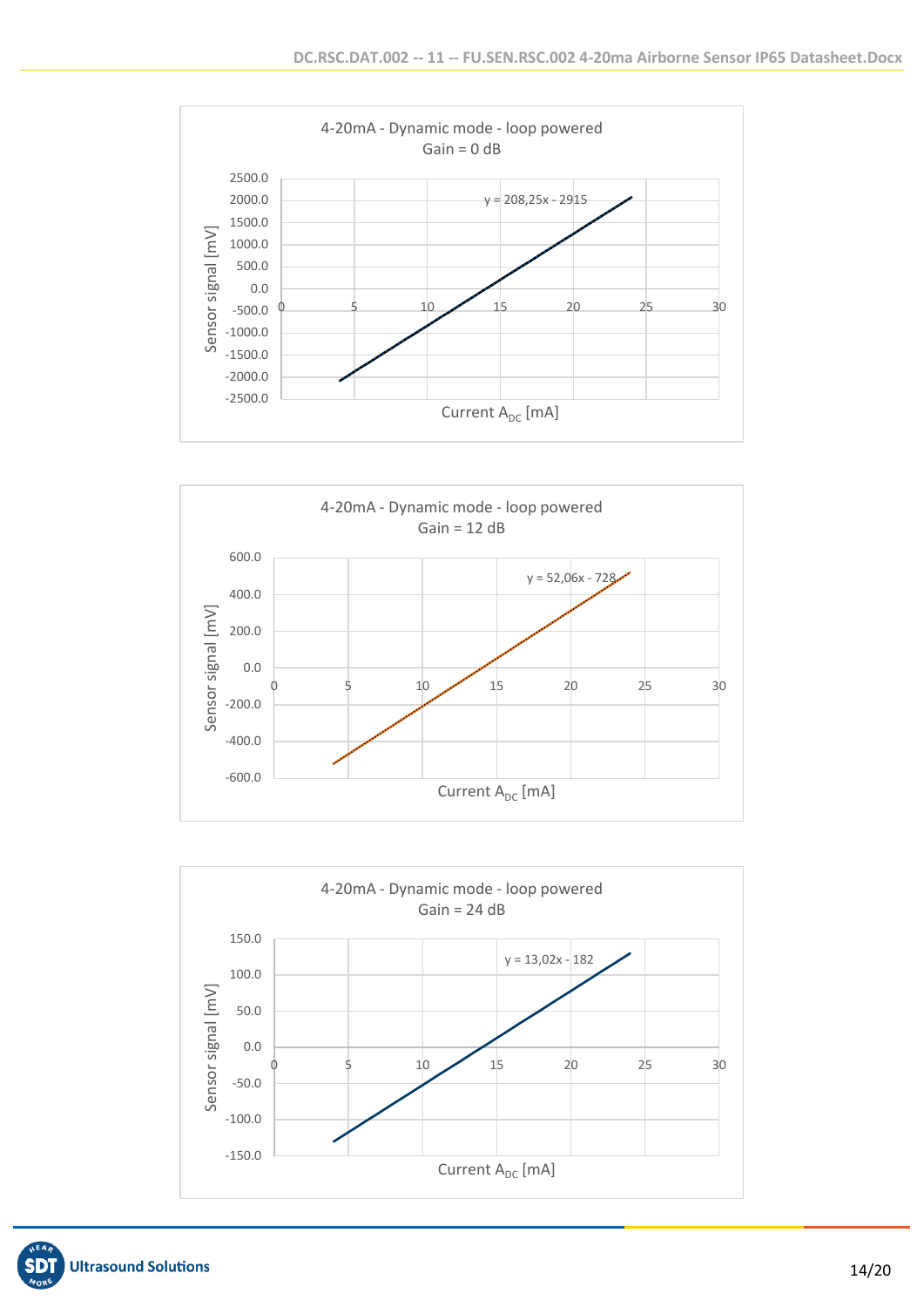4-20mA - Dynamic mode - loop powered
Gain = 0 dB

y = 208,25x - 2915

Sensor signal [mV]

2500.0
2000.0
1500.0
1000.0
500.0
0.0
-500.0
-1000.0
-1500.0
-2000.0
-2500.0

0
5
10
15
20
25
30

Current $A_{DC}$ [mA]

4-20mA - Dynamic mode - loop powered
Gain = 12 dB

y = 52,06x - 728

Sensor signal [mV]

600.0
400.0
200.0
0.0
-200.0
-400.0
-600.0

0
5
10
15
20
25
30

Current $A_{DC}$ [mA]

4-20mA - Dynamic mode - loop powered
Gain = 24 dB

y = 13,02x - 182

Sensor signal [mV]

150.0
100.0
50.0
0.0
-50.0
-100.0
-150.0

0
5
10
15
20
25
30

Current $A_{DC}$ [mA]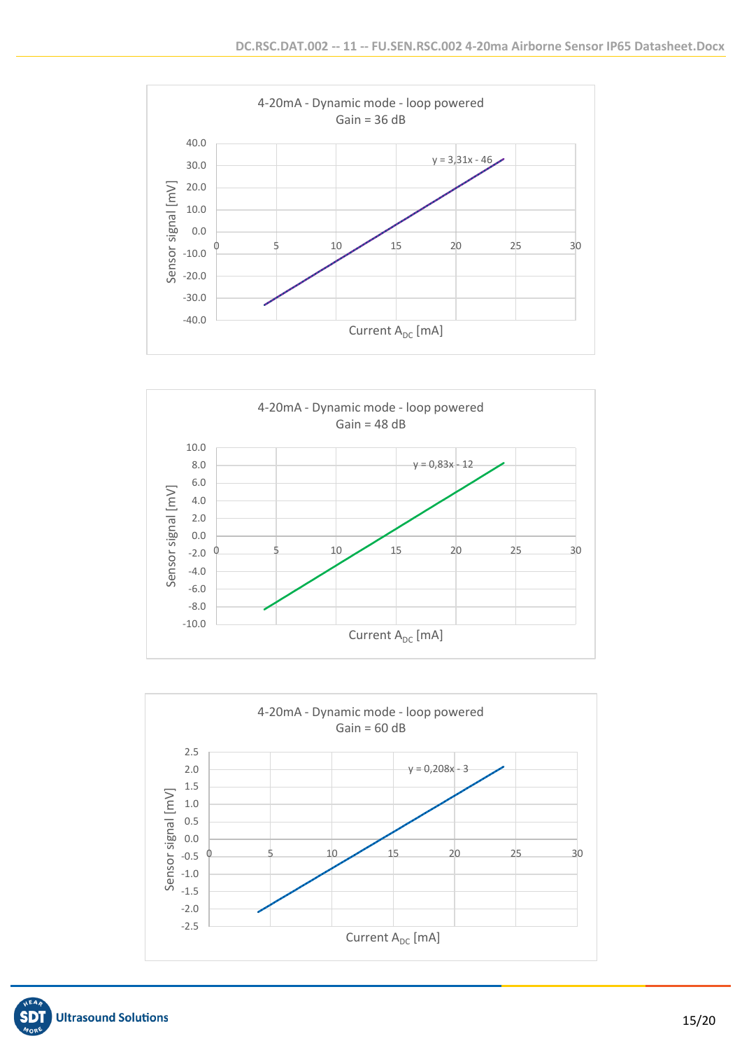**4-20mA - Dynamic mode - loop powered**
**Gain = 36 dB**

$y = 3{,}31x - 46$

Sensor signal [mV] vs. Current $A_{DC}$ [mA]

**4-20mA - Dynamic mode - loop powered**
**Gain = 48 dB**

$y = 0{,}83x - 12$

Sensor signal [mV] vs. Current $A_{DC}$ [mA]

**4-20mA - Dynamic mode - loop powered**
**Gain = 60 dB**

$y = 0{,}208x - 3$

Sensor signal [mV] vs. Current $A_{DC}$ [mA]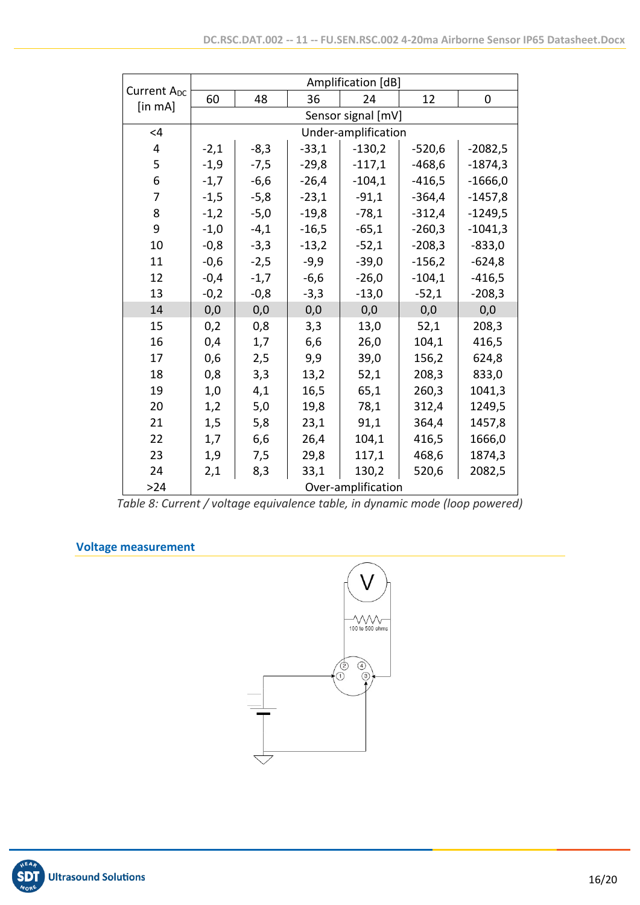| Current $A_{DC}$ [in mA] | Amplification [dB] | | | | | |
|---|---|---|---|---|---|---|
| | 60 | 48 | 36 | 24 | 12 | 0 |
| | Sensor signal [mV] | | | | | |
| <4 | Under-amplification | | | | | |
| 4 | -2,1 | -8,3 | -33,1 | -130,2 | -520,6 | -2082,5 |
| 5 | -1,9 | -7,5 | -29,8 | -117,1 | -468,6 | -1874,3 |
| 6 | -1,7 | -6,6 | -26,4 | -104,1 | -416,5 | -1666,0 |
| 7 | -1,5 | -5,8 | -23,1 | -91,1 | -364,4 | -1457,8 |
| 8 | -1,2 | -5,0 | -19,8 | -78,1 | -312,4 | -1249,5 |
| 9 | -1,0 | -4,1 | -16,5 | -65,1 | -260,3 | -1041,3 |
| 10 | -0,8 | -3,3 | -13,2 | -52,1 | -208,3 | -833,0 |
| 11 | -0,6 | -2,5 | -9,9 | -39,0 | -156,2 | -624,8 |
| 12 | -0,4 | -1,7 | -6,6 | -26,0 | -104,1 | -416,5 |
| 13 | -0,2 | -0,8 | -3,3 | -13,0 | -52,1 | -208,3 |
| 14 | 0,0 | 0,0 | 0,0 | 0,0 | 0,0 | 0,0 |
| 15 | 0,2 | 0,8 | 3,3 | 13,0 | 52,1 | 208,3 |
| 16 | 0,4 | 1,7 | 6,6 | 26,0 | 104,1 | 416,5 |
| 17 | 0,6 | 2,5 | 9,9 | 39,0 | 156,2 | 624,8 |
| 18 | 0,8 | 3,3 | 13,2 | 52,1 | 208,3 | 833,0 |
| 19 | 1,0 | 4,1 | 16,5 | 65,1 | 260,3 | 1041,3 |
| 20 | 1,2 | 5,0 | 19,8 | 78,1 | 312,4 | 1249,5 |
| 21 | 1,5 | 5,8 | 23,1 | 91,1 | 364,4 | 1457,8 |
| 22 | 1,7 | 6,6 | 26,4 | 104,1 | 416,5 | 1666,0 |
| 23 | 1,9 | 7,5 | 29,8 | 117,1 | 468,6 | 1874,3 |
| 24 | 2,1 | 8,3 | 33,1 | 130,2 | 520,6 | 2082,5 |
| >24 | Over-amplification | | | | | |

*Table 8: Current / voltage equivalence table, in dynamic mode (loop powered)*

## Voltage measurement

V

100 to 500 ohms

① ② ③ ④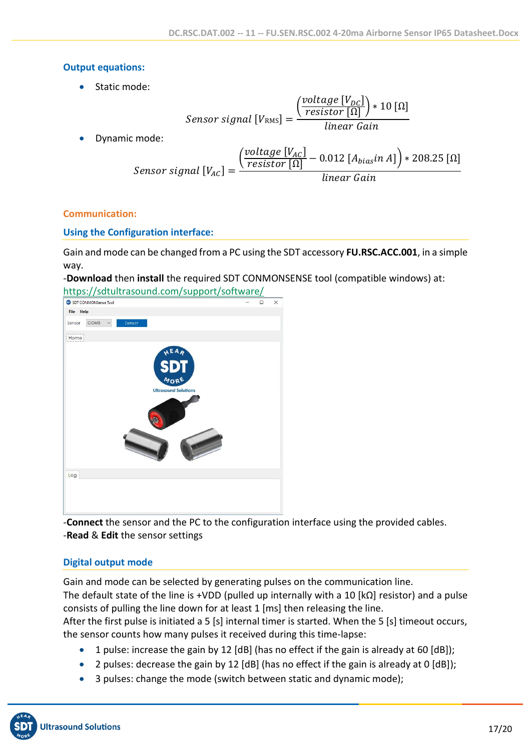### Output equations:

- Static mode:

$$Sensor\ signal\ [V_{RMS}] = \frac{\left(\frac{voltage\ [V_{DC}]}{resistor\ [\Omega]}\right) * 10\ [\Omega]}{linear\ Gain}$$

- Dynamic mode:

$$Sensor\ signal\ [V_{AC}] = \frac{\left(\frac{voltage\ [V_{AC}]}{resistor\ [\Omega]} - 0.012\ [A_{bias} in\ A]\right) * 208.25\ [\Omega]}{linear\ Gain}$$

## Communication:

### Using the Configuration interface:

Gain and mode can be changed from a PC using the SDT accessory **FU.RSC.ACC.001**, in a simple way.
-**Download** then **install** the required SDT CONMONSENSE tool (compatible windows) at: https://sdtultrasound.com/support/software/

-**Connect** the sensor and the PC to the configuration interface using the provided cables.
-**Read** & **Edit** the sensor settings

### Digital output mode

Gain and mode can be selected by generating pulses on the communication line.
The default state of the line is +VDD (pulled up internally with a 10 [kΩ] resistor) and a pulse consists of pulling the line down for at least 1 [ms] then releasing the line.
After the first pulse is initiated a 5 [s] internal timer is started. When the 5 [s] timeout occurs, the sensor counts how many pulses it received during this time-lapse:

- 1 pulse: increase the gain by 12 [dB] (has no effect if the gain is already at 60 [dB]);
- 2 pulses: decrease the gain by 12 [dB] (has no effect if the gain is already at 0 [dB]);
- 3 pulses: change the mode (switch between static and dynamic mode);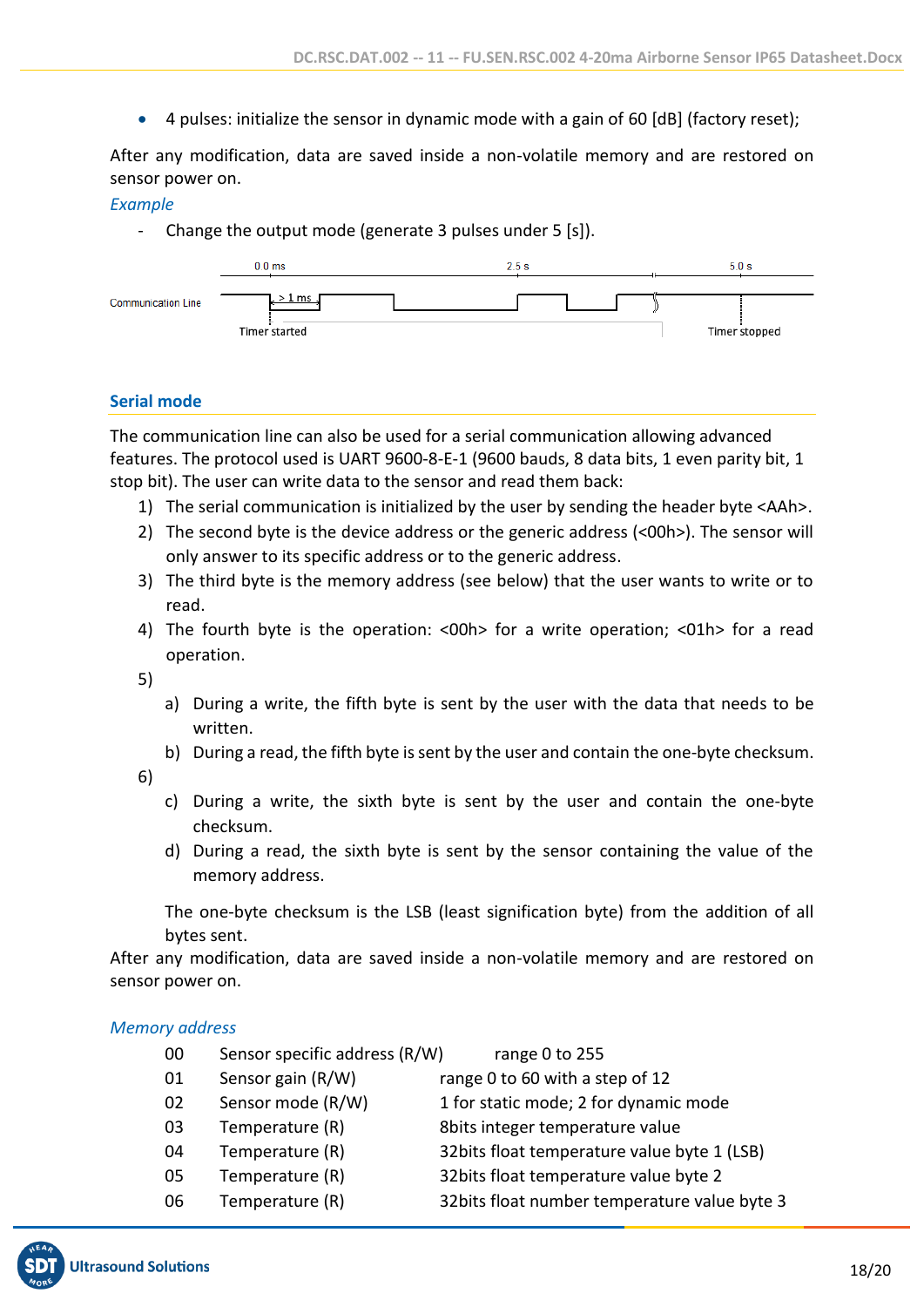- 4 pulses: initialize the sensor in dynamic mode with a gain of 60 [dB] (factory reset);

After any modification, data are saved inside a non-volatile memory and are restored on sensor power on.

*Example*

- Change the output mode (generate 3 pulses under 5 [s]).

0.0 ms
2.5 s
5.0 s
Communication Line
> 1 ms
Timer started
Timer stopped

## Serial mode

The communication line can also be used for a serial communication allowing advanced features. The protocol used is UART 9600-8-E-1 (9600 bauds, 8 data bits, 1 even parity bit, 1 stop bit). The user can write data to the sensor and read them back:

1) The serial communication is initialized by the user by sending the header byte <AAh>.
2) The second byte is the device address or the generic address (<00h>). The sensor will only answer to its specific address or to the generic address.
3) The third byte is the memory address (see below) that the user wants to write or to read.
4) The fourth byte is the operation: <00h> for a write operation; <01h> for a read operation.
5)
   a) During a write, the fifth byte is sent by the user with the data that needs to be written.
   b) During a read, the fifth byte is sent by the user and contain the one-byte checksum.
6)
   c) During a write, the sixth byte is sent by the user and contain the one-byte checksum.
   d) During a read, the sixth byte is sent by the sensor containing the value of the memory address.

The one-byte checksum is the LSB (least signification byte) from the addition of all bytes sent.

After any modification, data are saved inside a non-volatile memory and are restored on sensor power on.

*Memory address*

| | | |
|---|---|---|
| 00 | Sensor specific address (R/W) | range 0 to 255 |
| 01 | Sensor gain (R/W) | range 0 to 60 with a step of 12 |
| 02 | Sensor mode (R/W) | 1 for static mode; 2 for dynamic mode |
| 03 | Temperature (R) | 8bits integer temperature value |
| 04 | Temperature (R) | 32bits float temperature value byte 1 (LSB) |
| 05 | Temperature (R) | 32bits float temperature value byte 2 |
| 06 | Temperature (R) | 32bits float number temperature value byte 3 |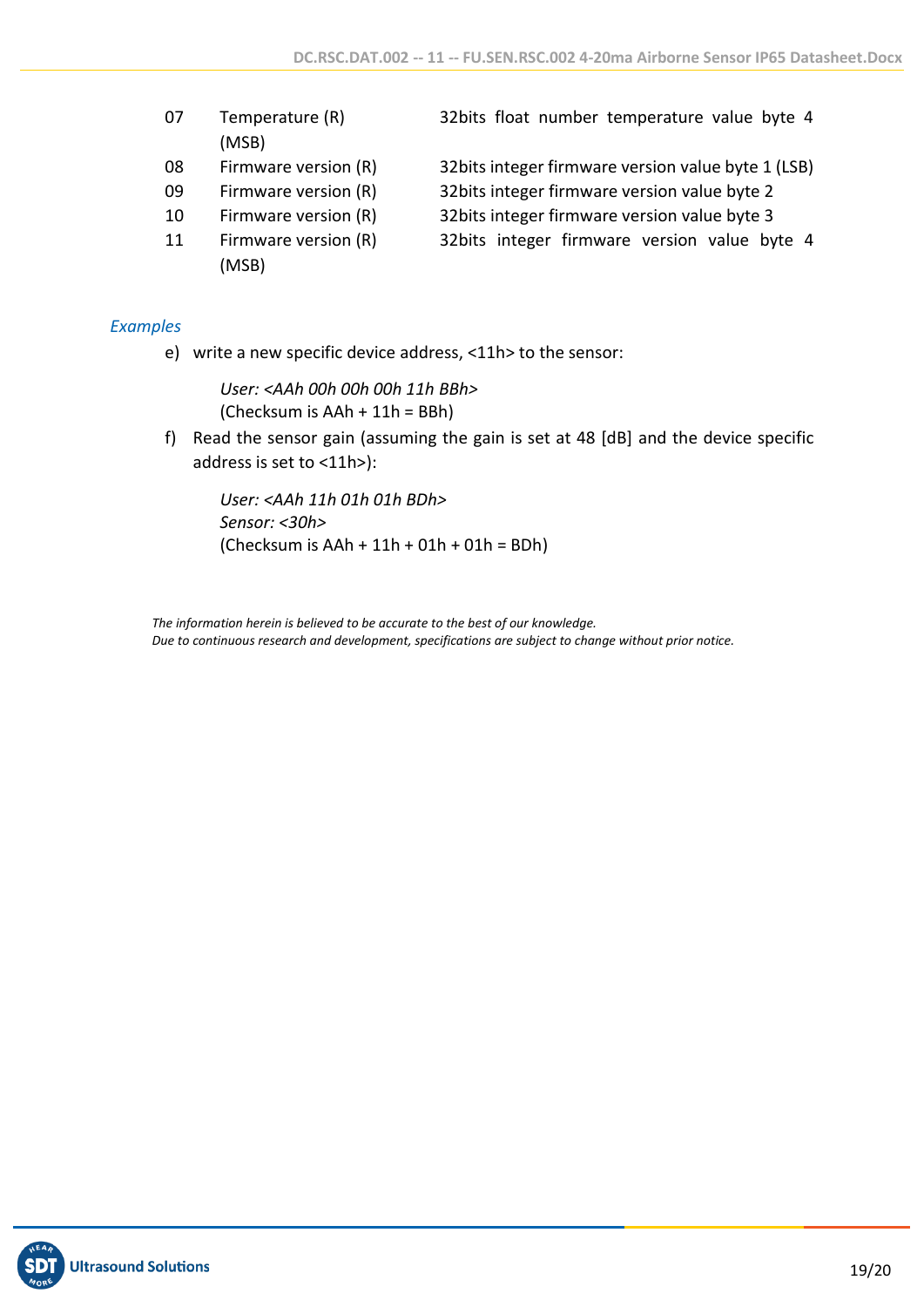| | | |
|---|---|---|
| 07 | Temperature (R) (MSB) | 32bits float number temperature value byte 4 |
| 08 | Firmware version (R) | 32bits integer firmware version value byte 1 (LSB) |
| 09 | Firmware version (R) | 32bits integer firmware version value byte 2 |
| 10 | Firmware version (R) | 32bits integer firmware version value byte 3 |
| 11 | Firmware version (R) (MSB) | 32bits integer firmware version value byte 4 |

*Examples*

e) write a new specific device address, <11h> to the sensor:

*User: <AAh 00h 00h 00h 11h BBh>*
(Checksum is AAh + 11h = BBh)

f) Read the sensor gain (assuming the gain is set at 48 [dB] and the device specific address is set to <11h>):

*User: <AAh 11h 01h 01h BDh>*
*Sensor: <30h>*
(Checksum is AAh + 11h + 01h + 01h = BDh)

*The information herein is believed to be accurate to the best of our knowledge.*
*Due to continuous research and development, specifications are subject to change without prior notice.*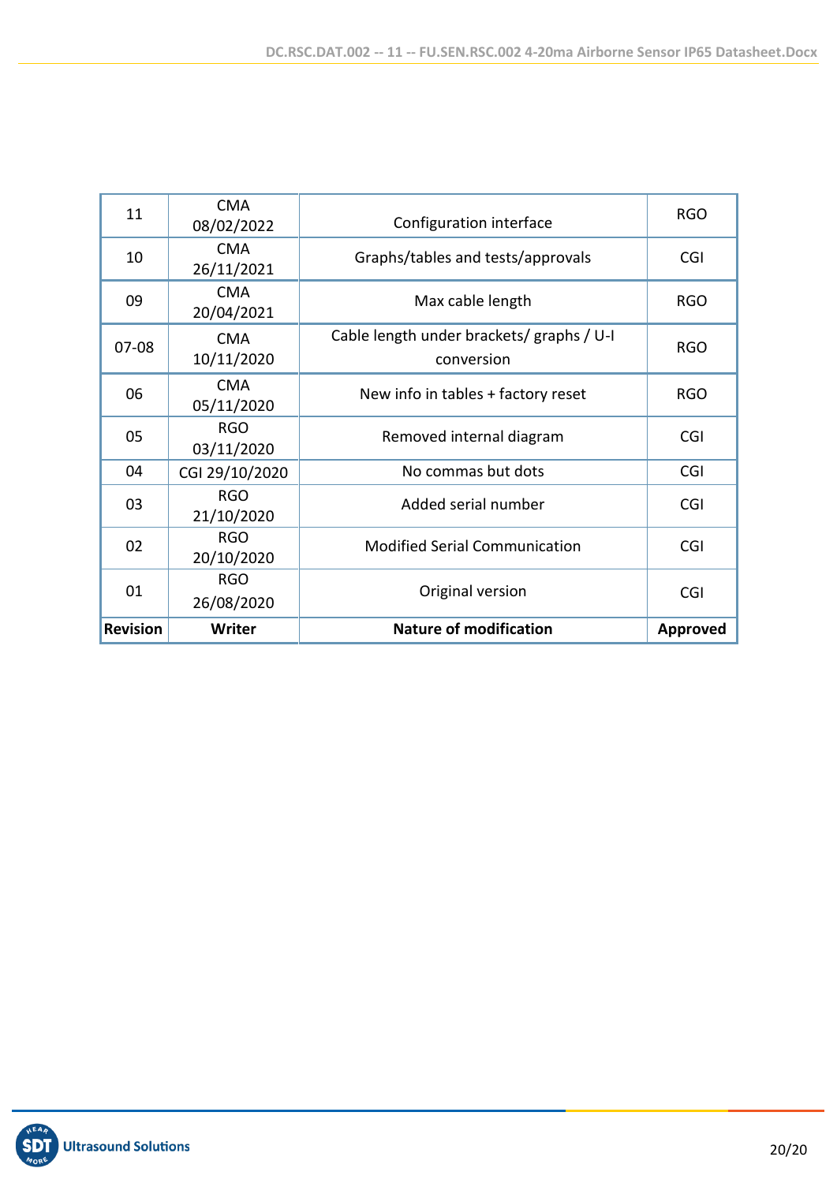| | | | |
|---|---|---|---|
| 11 | CMA 08/02/2022 | Configuration interface | RGO |
| 10 | CMA 26/11/2021 | Graphs/tables and tests/approvals | CGI |
| 09 | CMA 20/04/2021 | Max cable length | RGO |
| 07-08 | CMA 10/11/2020 | Cable length under brackets/ graphs / U-I conversion | RGO |
| 06 | CMA 05/11/2020 | New info in tables + factory reset | RGO |
| 05 | RGO 03/11/2020 | Removed internal diagram | CGI |
| 04 | CGI 29/10/2020 | No commas but dots | CGI |
| 03 | RGO 21/10/2020 | Added serial number | CGI |
| 02 | RGO 20/10/2020 | Modified Serial Communication | CGI |
| 01 | RGO 26/08/2020 | Original version | CGI |
| **Revision** | **Writer** | **Nature of modification** | **Approved** |